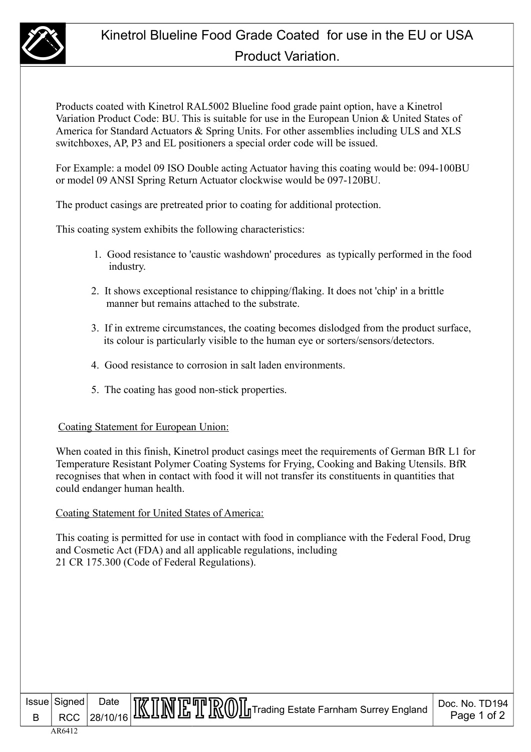# Kinetrol Blueline Food Grade Coated for use in the EU or USA Product Variation.

Products coated with Kinetrol RAL5002 Blueline food grade paint option, have a Kinetrol Variation Product Code: BU. This is suitable for use in the European Union & United States of America for Standard Actuators & Spring Units. For other assemblies including ULS and XLS switchboxes, AP, P3 and EL positioners a special order code will be issued.

For Example: a model 09 ISO Double acting Actuator having this coating would be: 094-100BU or model 09 ANSI Spring Return Actuator clockwise would be 097-120BU.

The product casings are pretreated prior to coating for additional protection.

This coating system exhibits the following characteristics:

1. Good resistance to 'caustic washdown' procedures as typically performed in the food industry.
2. It shows exceptional resistance to chipping/flaking. It does not 'chip' in a brittle manner but remains attached to the substrate.
3. If in extreme circumstances, the coating becomes dislodged from the product surface, its colour is particularly visible to the human eye or sorters/sensors/detectors.
4. Good resistance to corrosion in salt laden environments.
5. The coating has good non-stick properties.

## Coating Statement for European Union:

When coated in this finish, Kinetrol product casings meet the requirements of German BfR L1 for Temperature Resistant Polymer Coating Systems for Frying, Cooking and Baking Utensils. BfR recognises that when in contact with food it will not transfer its constituents in quantities that could endanger human health.

## Coating Statement for United States of America:

This coating is permitted for use in contact with food in compliance with the Federal Food, Drug and Cosmetic Act (FDA) and all applicable regulations, including
21 CR 175.300 (Code of Federal Regulations).

| Issue | Signed | Date | KINETROL Trading Estate Farnham Surrey England | Doc. No. TD194 |
|---|---|---|---|---|
| B | RCC | 28/10/16 | | |

AR6412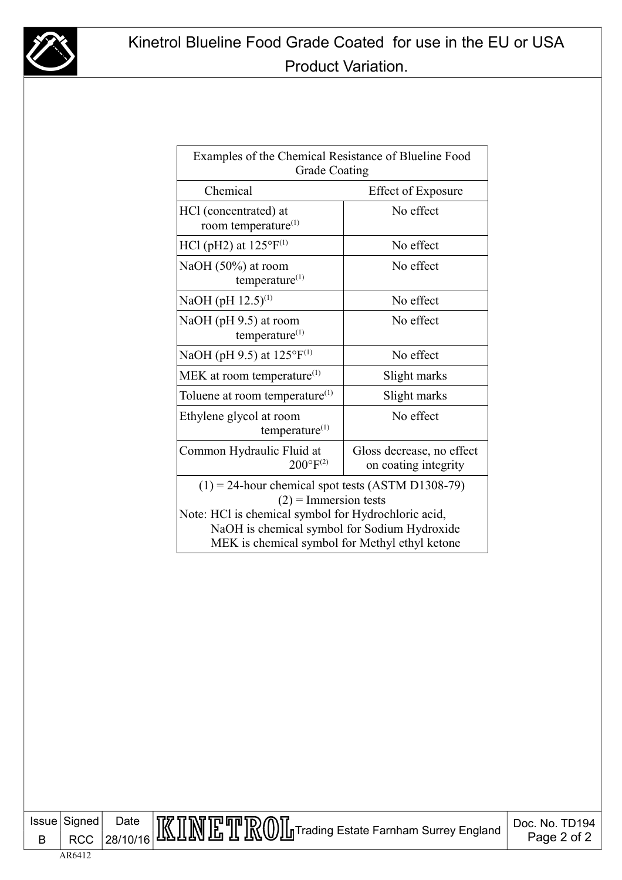# Kinetrol Blueline Food Grade Coated for use in the EU or USA Product Variation.

| Examples of the Chemical Resistance of Blueline Food Grade Coating | |
|---|---|
| Chemical | Effect of Exposure |
| HCl (concentrated) at room temperature(1) | No effect |
| HCl (pH2) at 125°F(1) | No effect |
| NaOH (50%) at room temperature(1) | No effect |
| NaOH (pH 12.5)(1) | No effect |
| NaOH (pH 9.5) at room temperature(1) | No effect |
| NaOH (pH 9.5) at 125°F(1) | No effect |
| MEK at room temperature(1) | Slight marks |
| Toluene at room temperature(1) | Slight marks |
| Ethylene glycol at room temperature(1) | No effect |
| Common Hydraulic Fluid at 200°F(2) | Gloss decrease, no effect on coating integrity |

(1) = 24-hour chemical spot tests (ASTM D1308-79)
(2) = Immersion tests

Note: HCl is chemical symbol for Hydrochloric acid,
NaOH is chemical symbol for Sodium Hydroxide
MEK is chemical symbol for Methyl ethyl ketone

| Issue | Signed | Date | | Doc. No. |
|---|---|---|---|---|
| B | RCC | 28/10/16 | KINETROL Trading Estate Farnham Surrey England | TD194 |

AR6412